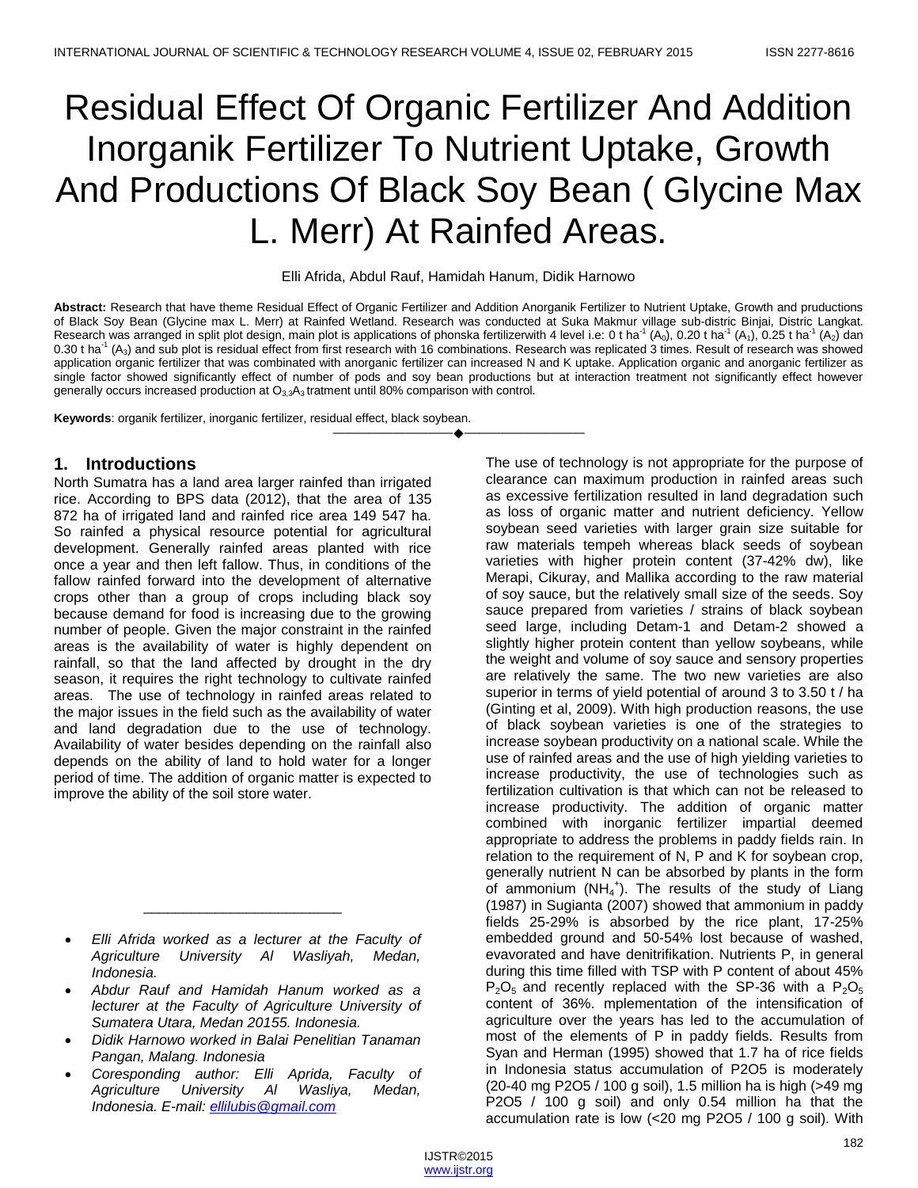# Residual Effect Of Organic Fertilizer And Addition Inorganik Fertilizer To Nutrient Uptake, Growth And Productions Of Black Soy Bean ( Glycine Max L. Merr) At Rainfed Areas.

Elli Afrida, Abdul Rauf, Hamidah Hanum, Didik Harnowo

**Abstract:** Research that have theme Residual Effect of Organic Fertilizer and Addition Anorganik Fertilizer to Nutrient Uptake, Growth and pruductions of Black Soy Bean (Glycine max L. Merr) at Rainfed Wetland. Research was conducted at Suka Makmur village sub-distric Binjai, Distric Langkat. Research was arranged in split plot design, main plot is applications of phonska fertilizerwith 4 level i.e: 0 t ha$^{-1}$ ($A_0$), 0.20 t ha$^{-1}$ ($A_1$), 0.25 t ha$^{-1}$ ($A_2$) dan 0.30 t ha$^{-1}$ ($A_3$) and sub plot is residual effect from first research with 16 combinations. Research was replicated 3 times. Result of research was showed application organic fertilizer that was combinated with anorganic fertilizer can increased N and K uptake. Application organic and anorganic fertilizer as single factor showed significantly effect of number of pods and soy bean productions but at interaction treatment not significantly effect however generally occurs increased production at $O_{3,3}A_3$ tratment until 80% comparison with control.

**Keywords**: organik fertilizer, inorganic fertilizer, residual effect, black soybean.

## 1. Introductions

North Sumatra has a land area larger rainfed than irrigated rice. According to BPS data (2012), that the area of 135 872 ha of irrigated land and rainfed rice area 149 547 ha. So rainfed a physical resource potential for agricultural development. Generally rainfed areas planted with rice once a year and then left fallow. Thus, in conditions of the fallow rainfed forward into the development of alternative crops other than a group of crops including black soy because demand for food is increasing due to the growing number of people. Given the major constraint in the rainfed areas is the availability of water is highly dependent on rainfall, so that the land affected by drought in the dry season, it requires the right technology to cultivate rainfed areas. The use of technology in rainfed areas related to the major issues in the field such as the availability of water and land degradation due to the use of technology. Availability of water besides depending on the rainfall also depends on the ability of land to hold water for a longer period of time. The addition of organic matter is expected to improve the ability of the soil store water.

- *Elli Afrida worked as a lecturer at the Faculty of Agriculture University Al Wasliyah, Medan, Indonesia.*
- *Abdur Rauf and Hamidah Hanum worked as a lecturer at the Faculty of Agriculture University of Sumatera Utara, Medan 20155. Indonesia.*
- *Didik Harnowo worked in Balai Penelitian Tanaman Pangan, Malang. Indonesia*
- *Coresponding author: Elli Aprida, Faculty of Agriculture University Al Wasliya, Medan, Indonesia. E-mail: ellilubis@gmail.com*

The use of technology is not appropriate for the purpose of clearance can maximum production in rainfed areas such as excessive fertilization resulted in land degradation such as loss of organic matter and nutrient deficiency. Yellow soybean seed varieties with larger grain size suitable for raw materials tempeh whereas black seeds of soybean varieties with higher protein content (37-42% dw), like Merapi, Cikuray, and Mallika according to the raw material of soy sauce, but the relatively small size of the seeds. Soy sauce prepared from varieties / strains of black soybean seed large, including Detam-1 and Detam-2 showed a slightly higher protein content than yellow soybeans, while the weight and volume of soy sauce and sensory properties are relatively the same. The two new varieties are also superior in terms of yield potential of around 3 to 3.50 t / ha (Ginting et al, 2009). With high production reasons, the use of black soybean varieties is one of the strategies to increase soybean productivity on a national scale. While the use of rainfed areas and the use of high yielding varieties to increase productivity, the use of technologies such as fertilization cultivation is that which can not be released to increase productivity. The addition of organic matter combined with inorganic fertilizer impartial deemed appropriate to address the problems in paddy fields rain. In relation to the requirement of N, P and K for soybean crop, generally nutrient N can be absorbed by plants in the form of ammonium ($NH_4^+$). The results of the study of Liang (1987) in Sugianta (2007) showed that ammonium in paddy fields 25-29% is absorbed by the rice plant, 17-25% embedded ground and 50-54% lost because of washed, evavorated and have denitrifikation. Nutrients P, in general during this time filled with TSP with P content of about 45% $P_2O_5$ and recently replaced with the SP-36 with a $P_2O_5$ content of 36%. mplementation of the intensification of agriculture over the years has led to the accumulation of most of the elements of P in paddy fields. Results from Syan and Herman (1995) showed that 1.7 ha of rice fields in Indonesia status accumulation of P2O5 is moderately (20-40 mg P2O5 / 100 g soil), 1.5 million ha is high (>49 mg P2O5 / 100 g soil) and only 0.54 million ha that the accumulation rate is low (<20 mg P2O5 / 100 g soil). With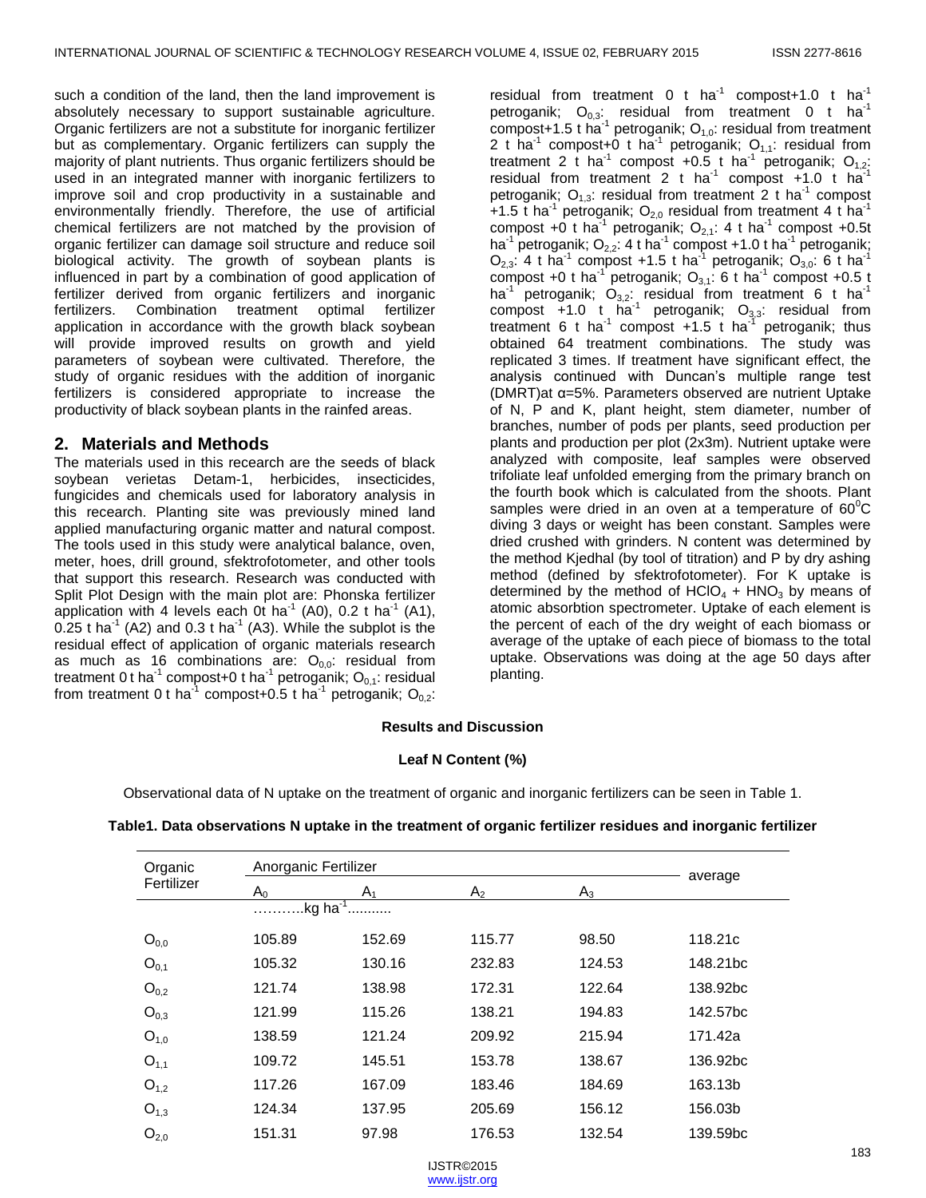such a condition of the land, then the land improvement is absolutely necessary to support sustainable agriculture. Organic fertilizers are not a substitute for inorganic fertilizer but as complementary. Organic fertilizers can supply the majority of plant nutrients. Thus organic fertilizers should be used in an integrated manner with inorganic fertilizers to improve soil and crop productivity in a sustainable and environmentally friendly. Therefore, the use of artificial chemical fertilizers are not matched by the provision of organic fertilizer can damage soil structure and reduce soil biological activity. The growth of soybean plants is influenced in part by a combination of good application of fertilizer derived from organic fertilizers and inorganic fertilizers. Combination treatment optimal fertilizer application in accordance with the growth black soybean will provide improved results on growth and yield parameters of soybean were cultivated. Therefore, the study of organic residues with the addition of inorganic fertilizers is considered appropriate to increase the productivity of black soybean plants in the rainfed areas.

## 2. Materials and Methods

The materials used in this recearch are the seeds of black soybean verietas Detam-1, herbicides, insecticides, fungicides and chemicals used for laboratory analysis in this recearch. Planting site was previously mined land applied manufacturing organic matter and natural compost. The tools used in this study were analytical balance, oven, meter, hoes, drill ground, sfektrofotometer, and other tools that support this research. Research was conducted with Split Plot Design with the main plot are: Phonska fertilizer application with 4 levels each 0t ha$^{-1}$ (A0), 0.2 t ha$^{-1}$ (A1), 0.25 t ha$^{-1}$ (A2) and 0.3 t ha$^{-1}$ (A3). While the subplot is the residual effect of application of organic materials research as much as 16 combinations are: $O_{0,0}$: residual from treatment 0 t ha$^{-1}$ compost+0 t ha$^{-1}$ petroganik; $O_{0,1}$: residual from treatment 0 t ha$^{-1}$ compost+0.5 t ha$^{-1}$ petroganik; $O_{0,2}$: residual from treatment 0 t ha$^{-1}$ compost+1.0 t ha$^{-1}$ petroganik; $O_{0,3}$: residual from treatment 0 t ha$^{-1}$ compost+1.5 t ha$^{-1}$ petroganik; $O_{1,0}$: residual from treatment 2 t ha$^{-1}$ compost+0 t ha$^{-1}$ petroganik; $O_{1,1}$: residual from treatment 2 t ha$^{-1}$ compost +0.5 t ha$^{-1}$ petroganik; $O_{1,2}$: residual from treatment 2 t ha$^{-1}$ compost +1.0 t ha$^{-1}$ petroganik; $O_{1,3}$: residual from treatment 2 t ha$^{-1}$ compost +1.5 t ha$^{-1}$ petroganik; $O_{2,0}$ residual from treatment 4 t ha$^{-1}$ compost +0 t ha$^{-1}$ petroganik; $O_{2,1}$: 4 t ha$^{-1}$ compost +0.5t ha$^{-1}$ petroganik; $O_{2,2}$: 4 t ha$^{-1}$ compost +1.0 t ha$^{-1}$ petroganik; $O_{2,3}$: 4 t ha$^{-1}$ compost +1.5 t ha$^{-1}$ petroganik; $O_{3,0}$: 6 t ha$^{-1}$ compost +0 t ha$^{-1}$ petroganik; $O_{3,1}$: 6 t ha$^{-1}$ compost +0.5 t ha$^{-1}$ petroganik; $O_{3,2}$: residual from treatment 6 t ha$^{-1}$ compost +1.0 t ha$^{-1}$ petroganik; $O_{3,3}$: residual from treatment 6 t ha$^{-1}$ compost +1.5 t ha$^{-1}$ petroganik; thus obtained 64 treatment combinations. The study was replicated 3 times. If treatment have significant effect, the analysis continued with Duncan's multiple range test (DMRT)at α=5%. Parameters observed are nutrient Uptake of N, P and K, plant height, stem diameter, number of branches, number of pods per plants, seed production per plants and production per plot (2x3m). Nutrient uptake were analyzed with composite, leaf samples were observed trifoliate leaf unfolded emerging from the primary branch on the fourth book which is calculated from the shoots. Plant samples were dried in an oven at a temperature of 60$^0$C diving 3 days or weight has been constant. Samples were dried crushed with grinders. N content was determined by the method Kjedhal (by tool of titration) and P by dry ashing method (defined by sfektrofotometer). For K uptake is determined by the method of $HClO_4$ + $HNO_3$ by means of atomic absorbtion spectrometer. Uptake of each element is the percent of each of the dry weight of each biomass or average of the uptake of each piece of biomass to the total uptake. Observations was doing at the age 50 days after planting.

## Results and Discussion

### Leaf N Content (%)

Observational data of N uptake on the treatment of organic and inorganic fertilizers can be seen in Table 1.

**Table1. Data observations N uptake in the treatment of organic fertilizer residues and inorganic fertilizer**

| Organic Fertilizer | Anorganic Fertilizer | | | | average |
|---|---|---|---|---|---|
| | $A_0$ | $A_1$ | $A_2$ | $A_3$ | |
| | ………..kg ha$^{-1}$.......... | | | | |
| $O_{0,0}$ | 105.89 | 152.69 | 115.77 | 98.50 | 118.21c |
| $O_{0,1}$ | 105.32 | 130.16 | 232.83 | 124.53 | 148.21bc |
| $O_{0,2}$ | 121.74 | 138.98 | 172.31 | 122.64 | 138.92bc |
| $O_{0,3}$ | 121.99 | 115.26 | 138.21 | 194.83 | 142.57bc |
| $O_{1,0}$ | 138.59 | 121.24 | 209.92 | 215.94 | 171.42a |
| $O_{1,1}$ | 109.72 | 145.51 | 153.78 | 138.67 | 136.92bc |
| $O_{1,2}$ | 117.26 | 167.09 | 183.46 | 184.69 | 163.13b |
| $O_{1,3}$ | 124.34 | 137.95 | 205.69 | 156.12 | 156.03b |
| $O_{2,0}$ | 151.31 | 97.98 | 176.53 | 132.54 | 139.59bc |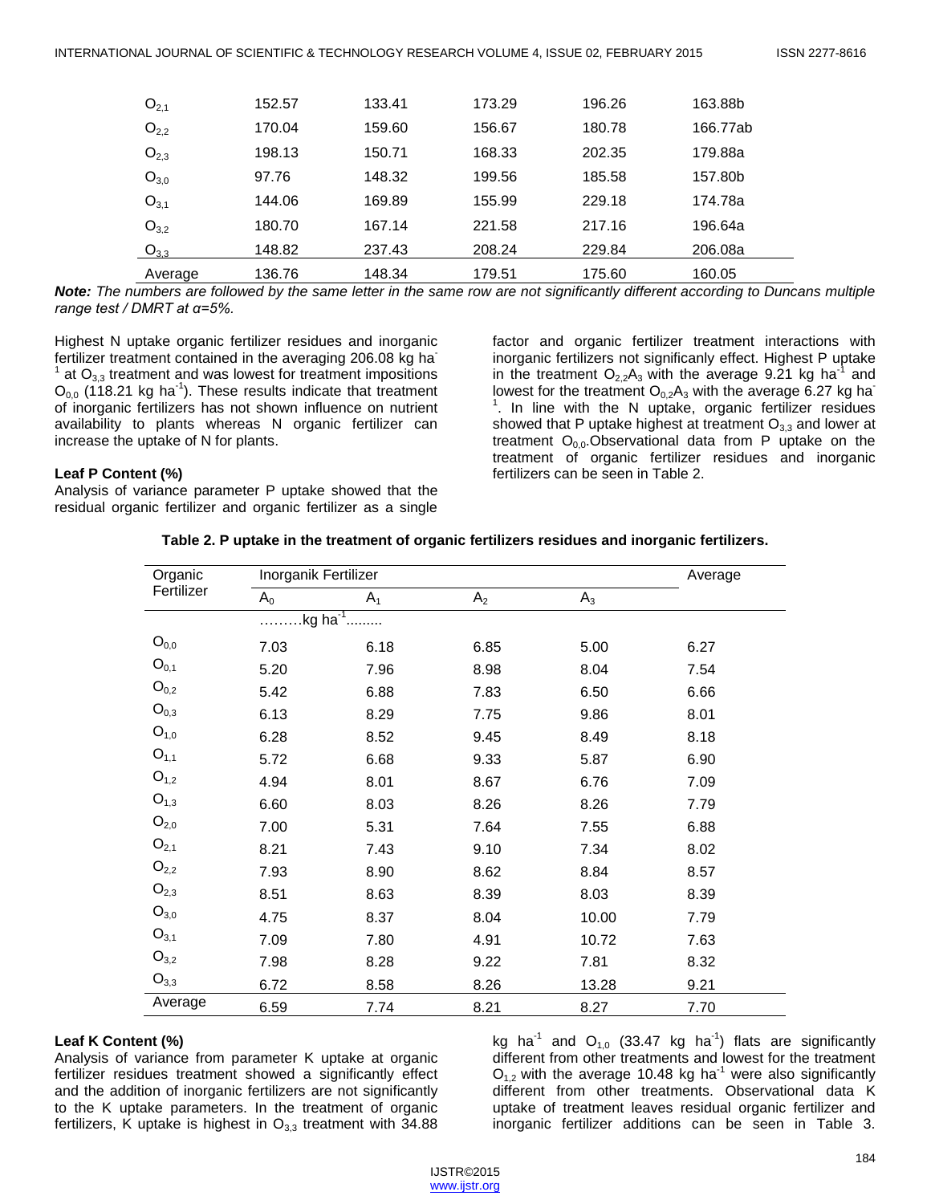| | | | | | |
|---|---|---|---|---|---|
| $O_{2,1}$ | 152.57 | 133.41 | 173.29 | 196.26 | 163.88b |
| $O_{2,2}$ | 170.04 | 159.60 | 156.67 | 180.78 | 166.77ab |
| $O_{2,3}$ | 198.13 | 150.71 | 168.33 | 202.35 | 179.88a |
| $O_{3,0}$ | 97.76 | 148.32 | 199.56 | 185.58 | 157.80b |
| $O_{3,1}$ | 144.06 | 169.89 | 155.99 | 229.18 | 174.78a |
| $O_{3,2}$ | 180.70 | 167.14 | 221.58 | 217.16 | 196.64a |
| $O_{3,3}$ | 148.82 | 237.43 | 208.24 | 229.84 | 206.08a |
| Average | 136.76 | 148.34 | 179.51 | 175.60 | 160.05 |

***Note:*** *The numbers are followed by the same letter in the same row are not significantly different according to Duncans multiple range test / DMRT at α=5%.*

Highest N uptake organic fertilizer residues and inorganic fertilizer treatment contained in the averaging 206.08 kg ha$^{-1}$ at $O_{3,3}$ treatment and was lowest for treatment impositions $O_{0,0}$ (118.21 kg ha$^{-1}$). These results indicate that treatment of inorganic fertilizers has not shown influence on nutrient availability to plants whereas N organic fertilizer can increase the uptake of N for plants.

**Leaf P Content (%)**

Analysis of variance parameter P uptake showed that the residual organic fertilizer and organic fertilizer as a single factor and organic fertilizer treatment interactions with inorganic fertilizers not significanly effect. Highest P uptake in the treatment $O_{2,2}A_3$ with the average 9.21 kg ha$^{-1}$ and lowest for the treatment $O_{0,2}A_3$ with the average 6.27 kg ha$^{-1}$. In line with the N uptake, organic fertilizer residues showed that P uptake highest at treatment $O_{3,3}$ and lower at treatment $O_{0,0}$.Observational data from P uptake on the treatment of organic fertilizer residues and inorganic fertilizers can be seen in Table 2.

**Table 2. P uptake in the treatment of organic fertilizers residues and inorganic fertilizers.**

| Organic Fertilizer | Inorganik Fertilizer | | | | Average |
|---|---|---|---|---|---|
| | $A_0$ | $A_1$ | $A_2$ | $A_3$ | |
| | ………kg ha$^{-1}$......... | | | | |
| $O_{0,0}$ | 7.03 | 6.18 | 6.85 | 5.00 | 6.27 |
| $O_{0,1}$ | 5.20 | 7.96 | 8.98 | 8.04 | 7.54 |
| $O_{0,2}$ | 5.42 | 6.88 | 7.83 | 6.50 | 6.66 |
| $O_{0,3}$ | 6.13 | 8.29 | 7.75 | 9.86 | 8.01 |
| $O_{1,0}$ | 6.28 | 8.52 | 9.45 | 8.49 | 8.18 |
| $O_{1,1}$ | 5.72 | 6.68 | 9.33 | 5.87 | 6.90 |
| $O_{1,2}$ | 4.94 | 8.01 | 8.67 | 6.76 | 7.09 |
| $O_{1,3}$ | 6.60 | 8.03 | 8.26 | 8.26 | 7.79 |
| $O_{2,0}$ | 7.00 | 5.31 | 7.64 | 7.55 | 6.88 |
| $O_{2,1}$ | 8.21 | 7.43 | 9.10 | 7.34 | 8.02 |
| $O_{2,2}$ | 7.93 | 8.90 | 8.62 | 8.84 | 8.57 |
| $O_{2,3}$ | 8.51 | 8.63 | 8.39 | 8.03 | 8.39 |
| $O_{3,0}$ | 4.75 | 8.37 | 8.04 | 10.00 | 7.79 |
| $O_{3,1}$ | 7.09 | 7.80 | 4.91 | 10.72 | 7.63 |
| $O_{3,2}$ | 7.98 | 8.28 | 9.22 | 7.81 | 8.32 |
| $O_{3,3}$ | 6.72 | 8.58 | 8.26 | 13.28 | 9.21 |
| Average | 6.59 | 7.74 | 8.21 | 8.27 | 7.70 |

**Leaf K Content (%)**

Analysis of variance from parameter K uptake at organic fertilizer residues treatment showed a significantly effect and the addition of inorganic fertilizers are not significantly to the K uptake parameters. In the treatment of organic fertilizers, K uptake is highest in $O_{3,3}$ treatment with 34.88 kg ha$^{-1}$ and $O_{1,0}$ (33.47 kg ha$^{-1}$) flats are significantly different from other treatments and lowest for the treatment $O_{1,2}$ with the average 10.48 kg ha$^{-1}$ were also significantly different from other treatments. Observational data K uptake of treatment leaves residual organic fertilizer and inorganic fertilizer additions can be seen in Table 3.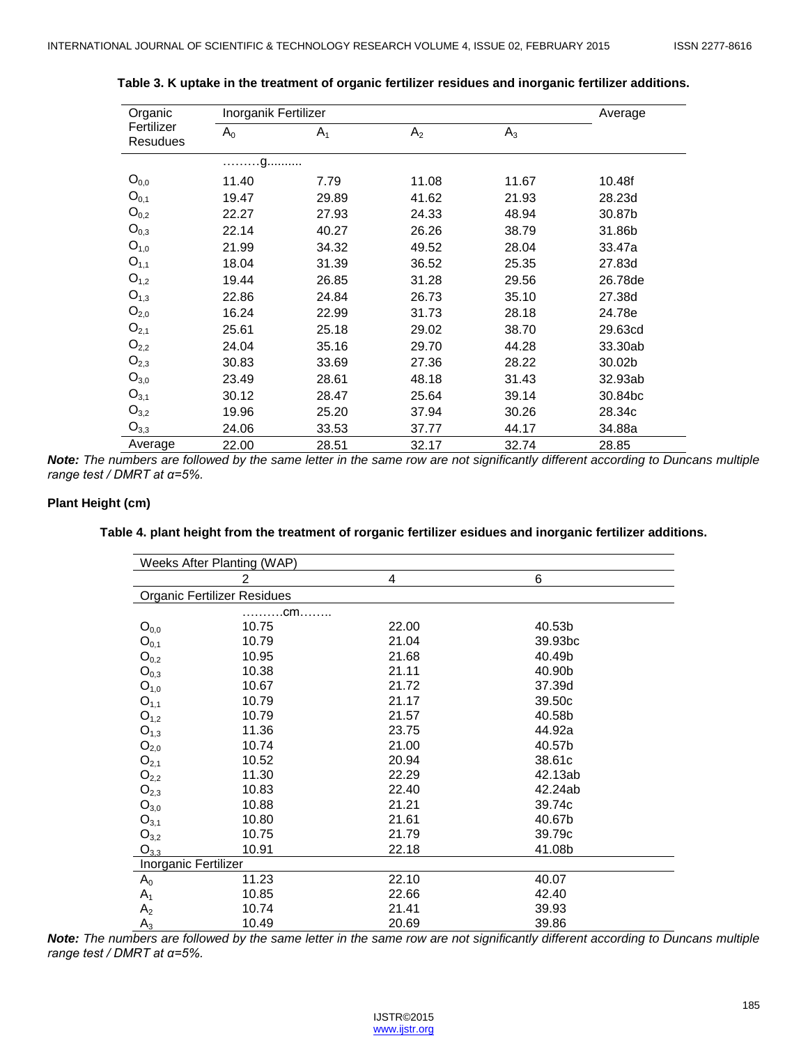**Table 3. K uptake in the treatment of organic fertilizer residues and inorganic fertilizer additions.**

| Organic Fertilizer Resudues | Inorganik Fertilizer | | | | Average |
|---|---|---|---|---|---|
| | $A_0$ | $A_1$ | $A_2$ | $A_3$ | |
| | ………g.......... | | | | |
| $O_{0,0}$ | 11.40 | 7.79 | 11.08 | 11.67 | 10.48f |
| $O_{0,1}$ | 19.47 | 29.89 | 41.62 | 21.93 | 28.23d |
| $O_{0,2}$ | 22.27 | 27.93 | 24.33 | 48.94 | 30.87b |
| $O_{0,3}$ | 22.14 | 40.27 | 26.26 | 38.79 | 31.86b |
| $O_{1,0}$ | 21.99 | 34.32 | 49.52 | 28.04 | 33.47a |
| $O_{1,1}$ | 18.04 | 31.39 | 36.52 | 25.35 | 27.83d |
| $O_{1,2}$ | 19.44 | 26.85 | 31.28 | 29.56 | 26.78de |
| $O_{1,3}$ | 22.86 | 24.84 | 26.73 | 35.10 | 27.38d |
| $O_{2,0}$ | 16.24 | 22.99 | 31.73 | 28.18 | 24.78e |
| $O_{2,1}$ | 25.61 | 25.18 | 29.02 | 38.70 | 29.63cd |
| $O_{2,2}$ | 24.04 | 35.16 | 29.70 | 44.28 | 33.30ab |
| $O_{2,3}$ | 30.83 | 33.69 | 27.36 | 28.22 | 30.02b |
| $O_{3,0}$ | 23.49 | 28.61 | 48.18 | 31.43 | 32.93ab |
| $O_{3,1}$ | 30.12 | 28.47 | 25.64 | 39.14 | 30.84bc |
| $O_{3,2}$ | 19.96 | 25.20 | 37.94 | 30.26 | 28.34c |
| $O_{3,3}$ | 24.06 | 33.53 | 37.77 | 44.17 | 34.88a |
| Average | 22.00 | 28.51 | 32.17 | 32.74 | 28.85 |

***Note:*** *The numbers are followed by the same letter in the same row are not significantly different according to Duncans multiple range test / DMRT at α=5%.*

**Plant Height (cm)**

**Table 4. plant height from the treatment of rorganic fertilizer esidues and inorganic fertilizer additions.**

| Weeks After Planting (WAP) | | | |
|---|---|---|---|
| | 2 | 4 | 6 |
| Organic Fertilizer Residues | | | |
| | ……….cm…….. | | |
| $O_{0,0}$ | 10.75 | 22.00 | 40.53b |
| $O_{0,1}$ | 10.79 | 21.04 | 39.93bc |
| $O_{0,2}$ | 10.95 | 21.68 | 40.49b |
| $O_{0,3}$ | 10.38 | 21.11 | 40.90b |
| $O_{1,0}$ | 10.67 | 21.72 | 37.39d |
| $O_{1,1}$ | 10.79 | 21.17 | 39.50c |
| $O_{1,2}$ | 10.79 | 21.57 | 40.58b |
| $O_{1,3}$ | 11.36 | 23.75 | 44.92a |
| $O_{2,0}$ | 10.74 | 21.00 | 40.57b |
| $O_{2,1}$ | 10.52 | 20.94 | 38.61c |
| $O_{2,2}$ | 11.30 | 22.29 | 42.13ab |
| $O_{2,3}$ | 10.83 | 22.40 | 42.24ab |
| $O_{3,0}$ | 10.88 | 21.21 | 39.74c |
| $O_{3,1}$ | 10.80 | 21.61 | 40.67b |
| $O_{3,2}$ | 10.75 | 21.79 | 39.79c |
| $O_{3,3}$ | 10.91 | 22.18 | 41.08b |
| Inorganic Fertilizer | | | |
| $A_0$ | 11.23 | 22.10 | 40.07 |
| $A_1$ | 10.85 | 22.66 | 42.40 |
| $A_2$ | 10.74 | 21.41 | 39.93 |
| $A_3$ | 10.49 | 20.69 | 39.86 |

***Note:*** *The numbers are followed by the same letter in the same row are not significantly different according to Duncans multiple range test / DMRT at α=5%.*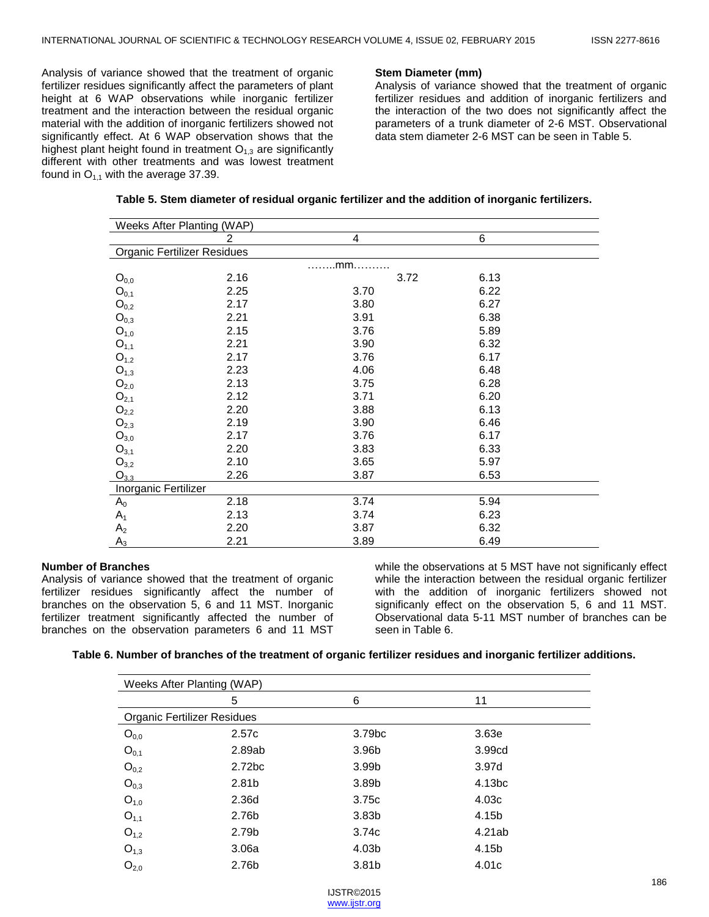Analysis of variance showed that the treatment of organic fertilizer residues significantly affect the parameters of plant height at 6 WAP observations while inorganic fertilizer treatment and the interaction between the residual organic material with the addition of inorganic fertilizers showed not significantly effect. At 6 WAP observation shows that the highest plant height found in treatment $O_{1,3}$ are significantly different with other treatments and was lowest treatment found in $O_{1,1}$ with the average 37.39.

**Stem Diameter (mm)**

Analysis of variance showed that the treatment of organic fertilizer residues and addition of inorganic fertilizers and the interaction of the two does not significantly affect the parameters of a trunk diameter of 2-6 MST. Observational data stem diameter 2-6 MST can be seen in Table 5.

**Table 5. Stem diameter of residual organic fertilizer and the addition of inorganic fertilizers.**

| Weeks After Planting (WAP) | | | |
|---|---|---|---|
| | 2 | 4 | 6 |
| Organic Fertilizer Residues | | | |
| | | ……..mm………. | |
| $O_{0,0}$ | 2.16 | 3.72 | 6.13 |
| $O_{0,1}$ | 2.25 | 3.70 | 6.22 |
| $O_{0,2}$ | 2.17 | 3.80 | 6.27 |
| $O_{0,3}$ | 2.21 | 3.91 | 6.38 |
| $O_{1,0}$ | 2.15 | 3.76 | 5.89 |
| $O_{1,1}$ | 2.21 | 3.90 | 6.32 |
| $O_{1,2}$ | 2.17 | 3.76 | 6.17 |
| $O_{1,3}$ | 2.23 | 4.06 | 6.48 |
| $O_{2,0}$ | 2.13 | 3.75 | 6.28 |
| $O_{2,1}$ | 2.12 | 3.71 | 6.20 |
| $O_{2,2}$ | 2.20 | 3.88 | 6.13 |
| $O_{2,3}$ | 2.19 | 3.90 | 6.46 |
| $O_{3,0}$ | 2.17 | 3.76 | 6.17 |
| $O_{3,1}$ | 2.20 | 3.83 | 6.33 |
| $O_{3,2}$ | 2.10 | 3.65 | 5.97 |
| $O_{3,3}$ | 2.26 | 3.87 | 6.53 |
| Inorganic Fertilizer | | | |
| $A_0$ | 2.18 | 3.74 | 5.94 |
| $A_1$ | 2.13 | 3.74 | 6.23 |
| $A_2$ | 2.20 | 3.87 | 6.32 |
| $A_3$ | 2.21 | 3.89 | 6.49 |

**Number of Branches**

Analysis of variance showed that the treatment of organic fertilizer residues significantly affect the number of branches on the observation 5, 6 and 11 MST. Inorganic fertilizer treatment significantly affected the number of branches on the observation parameters 6 and 11 MST while the observations at 5 MST have not significanly effect while the interaction between the residual organic fertilizer with the addition of inorganic fertilizers showed not significanly effect on the observation 5, 6 and 11 MST. Observational data 5-11 MST number of branches can be seen in Table 6.

**Table 6. Number of branches of the treatment of organic fertilizer residues and inorganic fertilizer additions.**

| Weeks After Planting (WAP) | | | |
|---|---|---|---|
| | 5 | 6 | 11 |
| Organic Fertilizer Residues | | | |
| $O_{0,0}$ | 2.57c | 3.79bc | 3.63e |
| $O_{0,1}$ | 2.89ab | 3.96b | 3.99cd |
| $O_{0,2}$ | 2.72bc | 3.99b | 3.97d |
| $O_{0,3}$ | 2.81b | 3.89b | 4.13bc |
| $O_{1,0}$ | 2.36d | 3.75c | 4.03c |
| $O_{1,1}$ | 2.76b | 3.83b | 4.15b |
| $O_{1,2}$ | 2.79b | 3.74c | 4.21ab |
| $O_{1,3}$ | 3.06a | 4.03b | 4.15b |
| $O_{2,0}$ | 2.76b | 3.81b | 4.01c |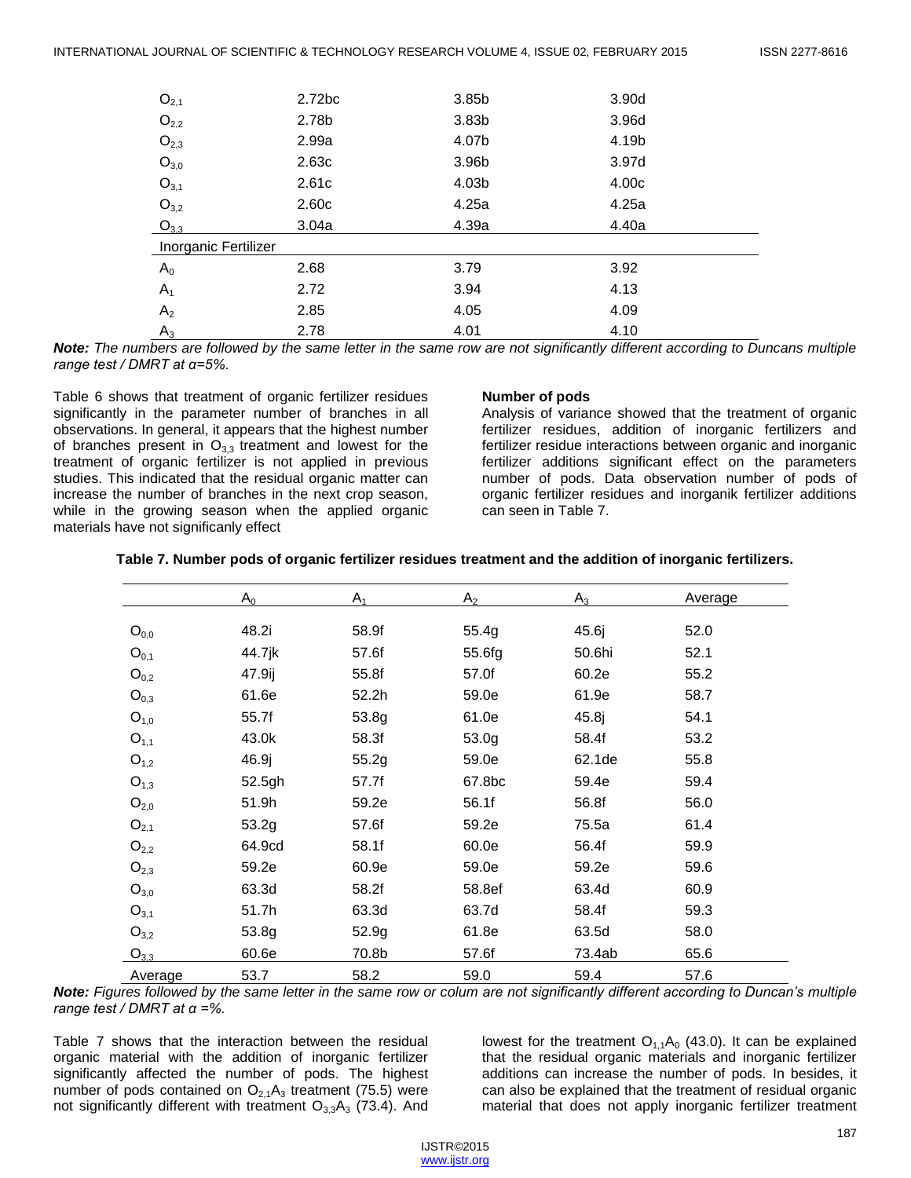| | | | |
|---|---|---|---|
| $O_{2,1}$ | 2.72bc | 3.85b | 3.90d |
| $O_{2,2}$ | 2.78b | 3.83b | 3.96d |
| $O_{2,3}$ | 2.99a | 4.07b | 4.19b |
| $O_{3,0}$ | 2.63c | 3.96b | 3.97d |
| $O_{3,1}$ | 2.61c | 4.03b | 4.00c |
| $O_{3,2}$ | 2.60c | 4.25a | 4.25a |
| $O_{3,3}$ | 3.04a | 4.39a | 4.40a |
| Inorganic Fertilizer | | | |
| $A_0$ | 2.68 | 3.79 | 3.92 |
| $A_1$ | 2.72 | 3.94 | 4.13 |
| $A_2$ | 2.85 | 4.05 | 4.09 |
| $A_3$ | 2.78 | 4.01 | 4.10 |

***Note:*** *The numbers are followed by the same letter in the same row are not significantly different according to Duncans multiple range test / DMRT at α=5%.*

Table 6 shows that treatment of organic fertilizer residues significantly in the parameter number of branches in all observations. In general, it appears that the highest number of branches present in $O_{3,3}$ treatment and lowest for the treatment of organic fertilizer is not applied in previous studies. This indicated that the residual organic matter can increase the number of branches in the next crop season, while in the growing season when the applied organic materials have not significanly effect

**Number of pods**

Analysis of variance showed that the treatment of organic fertilizer residues, addition of inorganic fertilizers and fertilizer residue interactions between organic and inorganic fertilizer additions significant effect on the parameters number of pods. Data observation number of pods of organic fertilizer residues and inorganik fertilizer additions can seen in Table 7.

**Table 7. Number pods of organic fertilizer residues treatment and the addition of inorganic fertilizers.**

| | $A_0$ | $A_1$ | $A_2$ | $A_3$ | Average |
|---|---|---|---|---|---|
| $O_{0,0}$ | 48.2i | 58.9f | 55.4g | 45.6j | 52.0 |
| $O_{0,1}$ | 44.7jk | 57.6f | 55.6fg | 50.6hi | 52.1 |
| $O_{0,2}$ | 47.9ij | 55.8f | 57.0f | 60.2e | 55.2 |
| $O_{0,3}$ | 61.6e | 52.2h | 59.0e | 61.9e | 58.7 |
| $O_{1,0}$ | 55.7f | 53.8g | 61.0e | 45.8j | 54.1 |
| $O_{1,1}$ | 43.0k | 58.3f | 53.0g | 58.4f | 53.2 |
| $O_{1,2}$ | 46.9j | 55.2g | 59.0e | 62.1de | 55.8 |
| $O_{1,3}$ | 52.5gh | 57.7f | 67.8bc | 59.4e | 59.4 |
| $O_{2,0}$ | 51.9h | 59.2e | 56.1f | 56.8f | 56.0 |
| $O_{2,1}$ | 53.2g | 57.6f | 59.2e | 75.5a | 61.4 |
| $O_{2,2}$ | 64.9cd | 58.1f | 60.0e | 56.4f | 59.9 |
| $O_{2,3}$ | 59.2e | 60.9e | 59.0e | 59.2e | 59.6 |
| $O_{3,0}$ | 63.3d | 58.2f | 58.8ef | 63.4d | 60.9 |
| $O_{3,1}$ | 51.7h | 63.3d | 63.7d | 58.4f | 59.3 |
| $O_{3,2}$ | 53.8g | 52.9g | 61.8e | 63.5d | 58.0 |
| $O_{3,3}$ | 60.6e | 70.8b | 57.6f | 73.4ab | 65.6 |
| Average | 53.7 | 58.2 | 59.0 | 59.4 | 57.6 |

***Note:*** *Figures followed by the same letter in the same row or colum are not significantly different according to Duncan's multiple range test / DMRT at α =%.*

Table 7 shows that the interaction between the residual organic material with the addition of inorganic fertilizer significantly affected the number of pods. The highest number of pods contained on $O_{2,1}A_3$ treatment (75.5) were not significantly different with treatment $O_{3,3}A_3$ (73.4). And lowest for the treatment $O_{1,1}A_0$ (43.0). It can be explained that the residual organic materials and inorganic fertilizer additions can increase the number of pods. In besides, it can also be explained that the treatment of residual organic material that does not apply inorganic fertilizer treatment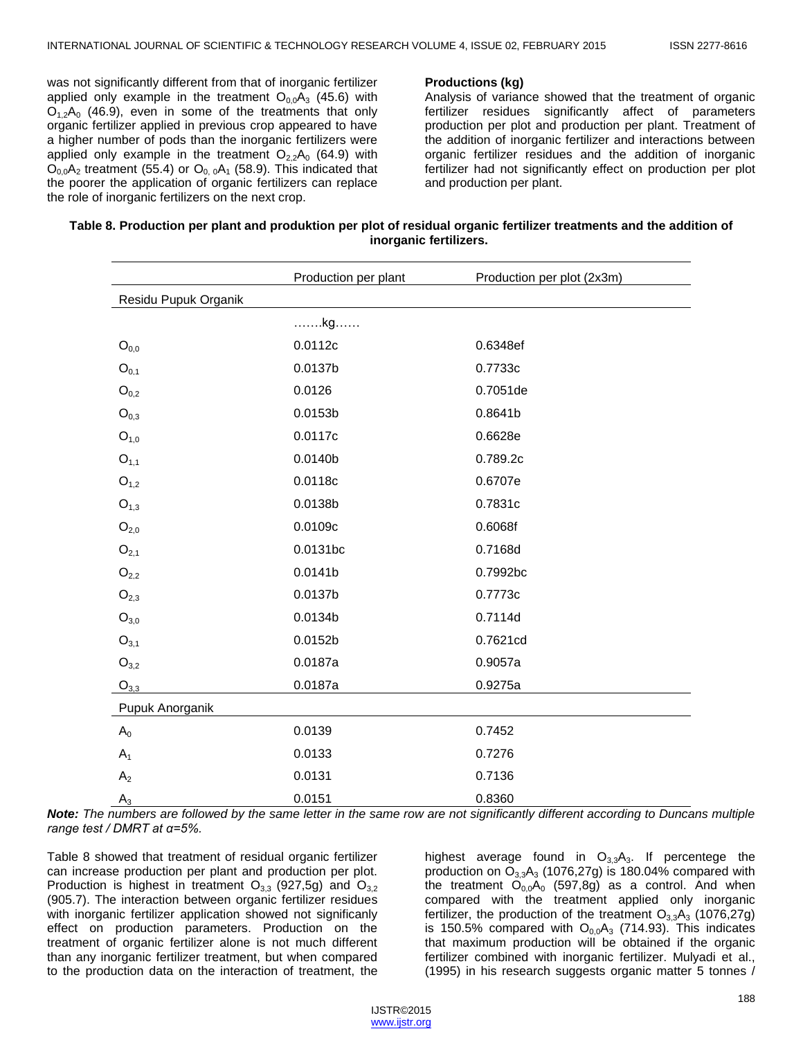was not significantly different from that of inorganic fertilizer applied only example in the treatment $O_{0,0}A_3$ (45.6) with $O_{1,2}A_0$ (46.9), even in some of the treatments that only organic fertilizer applied in previous crop appeared to have a higher number of pods than the inorganic fertilizers were applied only example in the treatment $O_{2,2}A_0$ (64.9) with $O_{0,0}A_2$ treatment (55.4) or $O_{0,0}A_1$ (58.9). This indicated that the poorer the application of organic fertilizers can replace the role of inorganic fertilizers on the next crop.

**Productions (kg)**

Analysis of variance showed that the treatment of organic fertilizer residues significantly affect of parameters production per plot and production per plant. Treatment of the addition of inorganic fertilizer and interactions between organic fertilizer residues and the addition of inorganic fertilizer had not significantly effect on production per plot and production per plant.

**Table 8. Production per plant and produktion per plot of residual organic fertilizer treatments and the addition of inorganic fertilizers.**

| | Production per plant | Production per plot (2x3m) |
|---|---|---|
| Residu Pupuk Organik | | |
| | …….kg…… | |
| $O_{0,0}$ | 0.0112c | 0.6348ef |
| $O_{0,1}$ | 0.0137b | 0.7733c |
| $O_{0,2}$ | 0.0126 | 0.7051de |
| $O_{0,3}$ | 0.0153b | 0.8641b |
| $O_{1,0}$ | 0.0117c | 0.6628e |
| $O_{1,1}$ | 0.0140b | 0.789.2c |
| $O_{1,2}$ | 0.0118c | 0.6707e |
| $O_{1,3}$ | 0.0138b | 0.7831c |
| $O_{2,0}$ | 0.0109c | 0.6068f |
| $O_{2,1}$ | 0.0131bc | 0.7168d |
| $O_{2,2}$ | 0.0141b | 0.7992bc |
| $O_{2,3}$ | 0.0137b | 0.7773c |
| $O_{3,0}$ | 0.0134b | 0.7114d |
| $O_{3,1}$ | 0.0152b | 0.7621cd |
| $O_{3,2}$ | 0.0187a | 0.9057a |
| $O_{3,3}$ | 0.0187a | 0.9275a |
| Pupuk Anorganik | | |
| $A_0$ | 0.0139 | 0.7452 |
| $A_1$ | 0.0133 | 0.7276 |
| $A_2$ | 0.0131 | 0.7136 |
| $A_3$ | 0.0151 | 0.8360 |

***Note:*** *The numbers are followed by the same letter in the same row are not significantly different according to Duncans multiple range test / DMRT at α=5%.*

Table 8 showed that treatment of residual organic fertilizer can increase production per plant and production per plot. Production is highest in treatment $O_{3,3}$ (927,5g) and $O_{3,2}$ (905.7). The interaction between organic fertilizer residues with inorganic fertilizer application showed not significanly effect on production parameters. Production on the treatment of organic fertilizer alone is not much different than any inorganic fertilizer treatment, but when compared to the production data on the interaction of treatment, the highest average found in $O_{3,3}A_3$. If percentege the production on $O_{3,3}A_3$ (1076,27g) is 180.04% compared with the treatment $O_{0,0}A_0$ (597,8g) as a control. And when compared with the treatment applied only inorganic fertilizer, the production of the treatment $O_{3,3}A_3$ (1076,27g) is 150.5% compared with $O_{0,0}A_3$ (714.93). This indicates that maximum production will be obtained if the organic fertilizer combined with inorganic fertilizer. Mulyadi et al., (1995) in his research suggests organic matter 5 tonnes /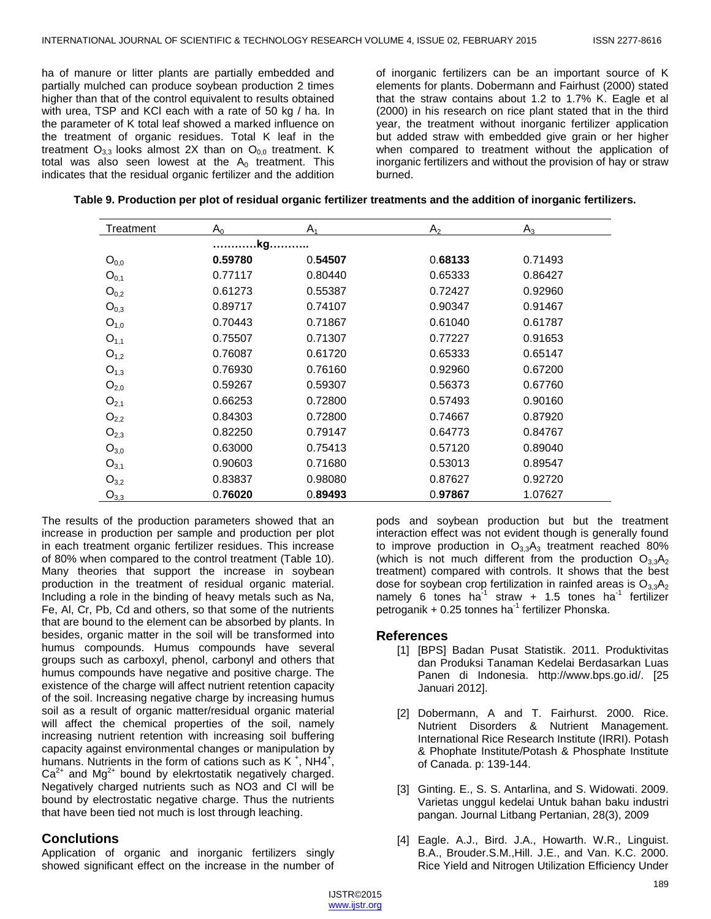ha of manure or litter plants are partially embedded and partially mulched can produce soybean production 2 times higher than that of the control equivalent to results obtained with urea, TSP and KCl each with a rate of 50 kg / ha. In the parameter of K total leaf showed a marked influence on the treatment of organic residues. Total K leaf in the treatment $O_{3,3}$ looks almost 2X than on $O_{0,0}$ treatment. K total was also seen lowest at the $A_0$ treatment. This indicates that the residual organic fertilizer and the addition of inorganic fertilizers can be an important source of K elements for plants. Dobermann and Fairhust (2000) stated that the straw contains about 1.2 to 1.7% K. Eagle et al (2000) in his research on rice plant stated that in the third year, the treatment without inorganic fertilizer application but added straw with embedded give grain or her higher when compared to treatment without the application of inorganic fertilizers and without the provision of hay or straw burned.

**Table 9. Production per plot of residual organic fertilizer treatments and the addition of inorganic fertilizers.**

| Treatment | $A_0$ | $A_1$ | $A_2$ | $A_3$ |
|---|---|---|---|---|
| | …………kg……….. | | | |
| $O_{0,0}$ | **0.59780** | 0.**54507** | 0.**68133** | 0.71493 |
| $O_{0,1}$ | 0.77117 | 0.80440 | 0.65333 | 0.86427 |
| $O_{0,2}$ | 0.61273 | 0.55387 | 0.72427 | 0.92960 |
| $O_{0,3}$ | 0.89717 | 0.74107 | 0.90347 | 0.91467 |
| $O_{1,0}$ | 0.70443 | 0.71867 | 0.61040 | 0.61787 |
| $O_{1,1}$ | 0.75507 | 0.71307 | 0.77227 | 0.91653 |
| $O_{1,2}$ | 0.76087 | 0.61720 | 0.65333 | 0.65147 |
| $O_{1,3}$ | 0.76930 | 0.76160 | 0.92960 | 0.67200 |
| $O_{2,0}$ | 0.59267 | 0.59307 | 0.56373 | 0.67760 |
| $O_{2,1}$ | 0.66253 | 0.72800 | 0.57493 | 0.90160 |
| $O_{2,2}$ | 0.84303 | 0.72800 | 0.74667 | 0.87920 |
| $O_{2,3}$ | 0.82250 | 0.79147 | 0.64773 | 0.84767 |
| $O_{3,0}$ | 0.63000 | 0.75413 | 0.57120 | 0.89040 |
| $O_{3,1}$ | 0.90603 | 0.71680 | 0.53013 | 0.89547 |
| $O_{3,2}$ | 0.83837 | 0.98080 | 0.87627 | 0.92720 |
| $O_{3,3}$ | 0.**76020** | 0.**89493** | 0.**97867** | 1.07627 |

The results of the production parameters showed that an increase in production per sample and production per plot in each treatment organic fertilizer residues. This increase of 80% when compared to the control treatment (Table 10). Many theories that support the increase in soybean production in the treatment of residual organic material. Including a role in the binding of heavy metals such as Na, Fe, Al, Cr, Pb, Cd and others, so that some of the nutrients that are bound to the element can be absorbed by plants. In besides, organic matter in the soil will be transformed into humus compounds. Humus compounds have several groups such as carboxyl, phenol, carbonyl and others that humus compounds have negative and positive charge. The existence of the charge will affect nutrient retention capacity of the soil. Increasing negative charge by increasing humus soil as a result of organic matter/residual organic material will affect the chemical properties of the soil, namely increasing nutrient retention with increasing soil buffering capacity against environmental changes or manipulation by humans. Nutrients in the form of cations such as $K^+$, $NH4^+$, $Ca^{2+}$ and $Mg^{2+}$ bound by elekrtostatik negatively charged. Negatively charged nutrients such as NO3 and Cl will be bound by electrostatic negative charge. Thus the nutrients that have been tied not much is lost through leaching.

## Conclutions

Application of organic and inorganic fertilizers singly showed significant effect on the increase in the number of pods and soybean production but but the treatment interaction effect was not evident though is generally found to improve production in $O_{3,3}A_3$ treatment reached 80% (which is not much different from the production $O_{3,3}A_2$ treatment) compared with controls. It shows that the best dose for soybean crop fertilization in rainfed areas is $O_{3,3}A_2$ namely 6 tones $ha^{-1}$ straw + 1.5 tones $ha^{-1}$ fertilizer petroganik + 0.25 tonnes $ha^{-1}$ fertilizer Phonska.

## References

[1] [BPS] Badan Pusat Statistik. 2011. Produktivitas dan Produksi Tanaman Kedelai Berdasarkan Luas Panen di Indonesia. http://www.bps.go.id/. [25 Januari 2012].

[2] Dobermann, A and T. Fairhurst. 2000. Rice. Nutrient Disorders & Nutrient Management. International Rice Research Institute (IRRI). Potash & Phophate Institute/Potash & Phosphate Institute of Canada. p: 139-144.

[3] Ginting. E., S. S. Antarlina, and S. Widowati. 2009. Varietas unggul kedelai Untuk bahan baku industri pangan. Journal Litbang Pertanian, 28(3), 2009

[4] Eagle. A.J., Bird. J.A., Howarth. W.R., Linguist. B.A., Brouder.S.M.,Hill. J.E., and Van. K.C. 2000. Rice Yield and Nitrogen Utilization Efficiency Under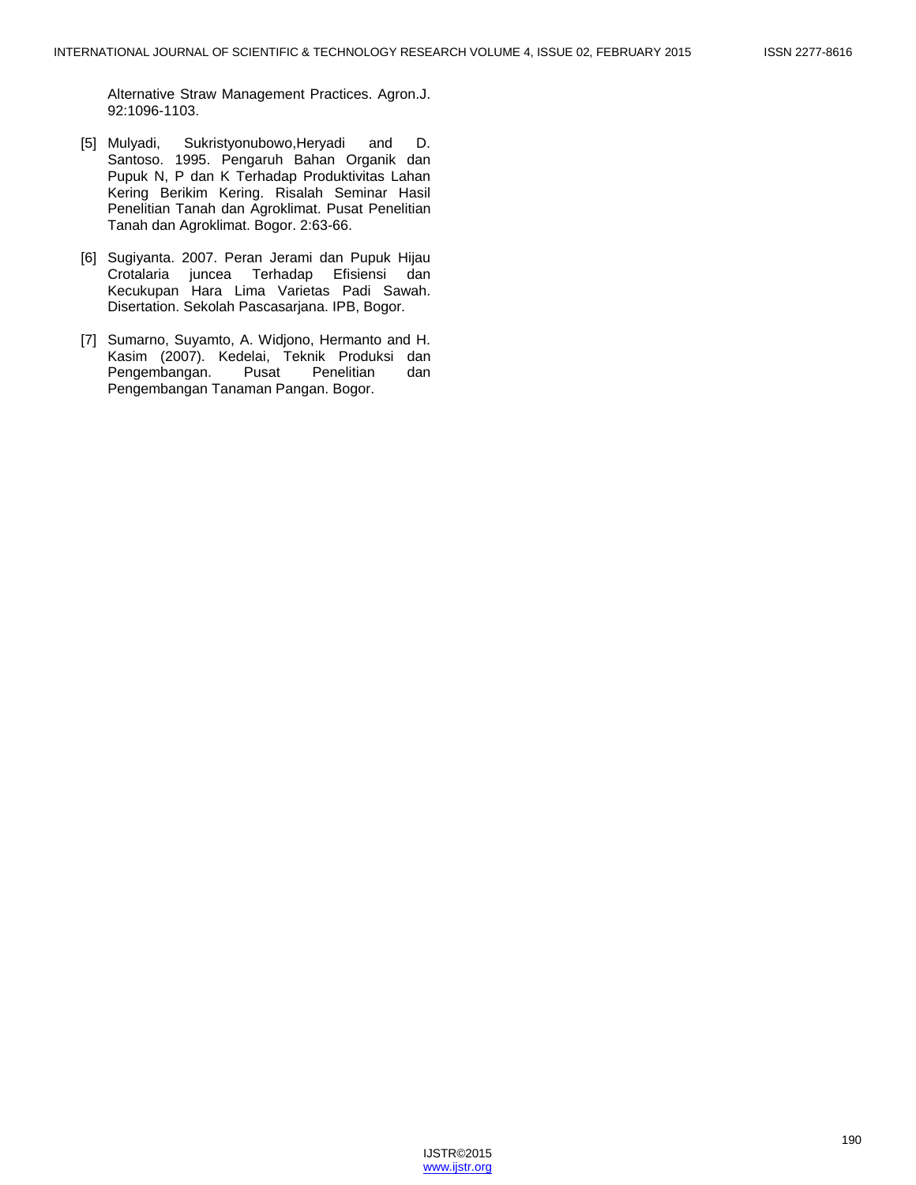Alternative Straw Management Practices. Agron.J. 92:1096-1103.

[5] Mulyadi, Sukristyonubowo,Heryadi and D. Santoso. 1995. Pengaruh Bahan Organik dan Pupuk N, P dan K Terhadap Produktivitas Lahan Kering Berikim Kering. Risalah Seminar Hasil Penelitian Tanah dan Agroklimat. Pusat Penelitian Tanah dan Agroklimat. Bogor. 2:63-66.

[6] Sugiyanta. 2007. Peran Jerami dan Pupuk Hijau Crotalaria juncea Terhadap Efisiensi dan Kecukupan Hara Lima Varietas Padi Sawah. Disertation. Sekolah Pascasarjana. IPB, Bogor.

[7] Sumarno, Suyamto, A. Widjono, Hermanto and H. Kasim (2007). Kedelai, Teknik Produksi dan Pengembangan. Pusat Penelitian dan Pengembangan Tanaman Pangan. Bogor.